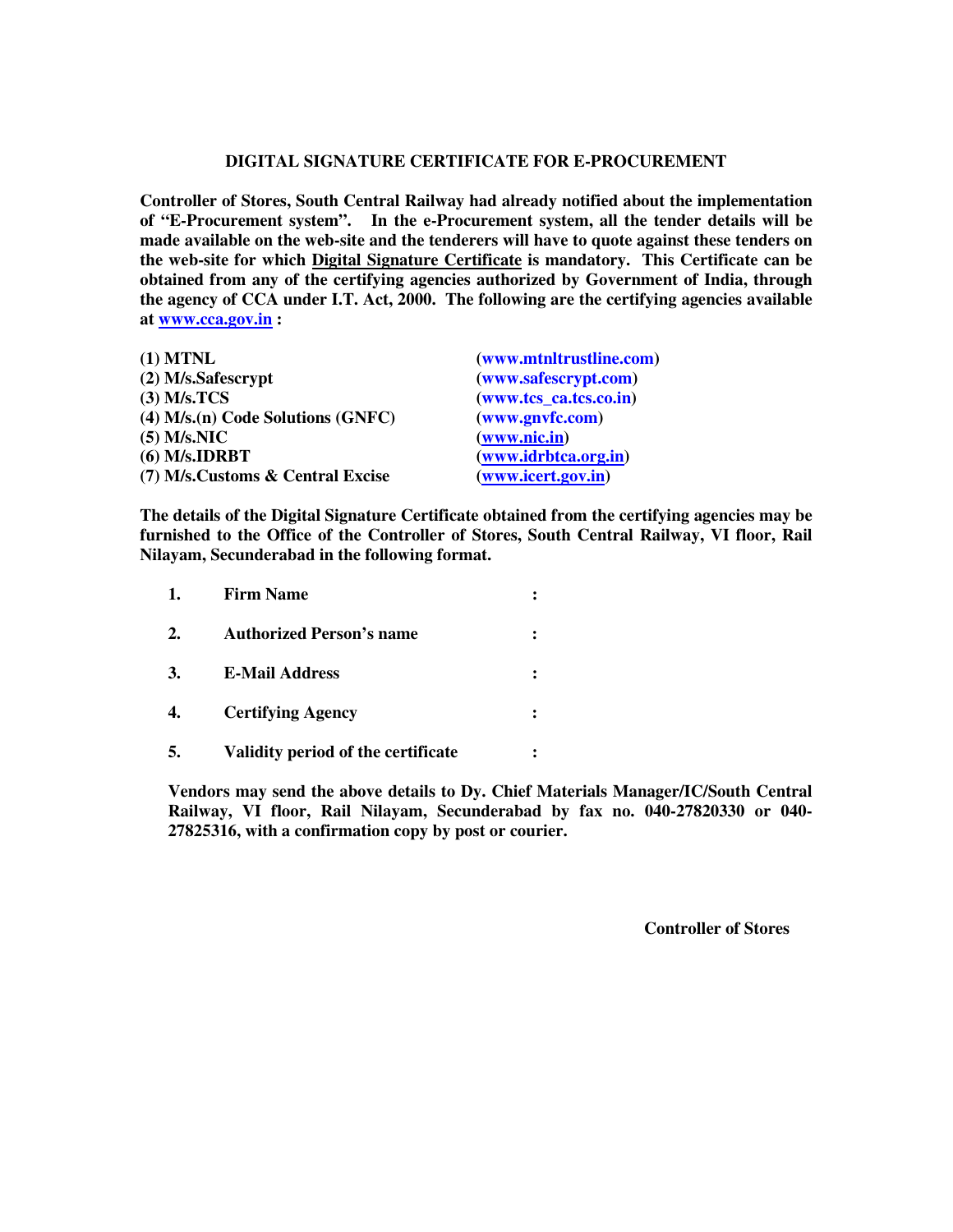# DIGITAL SIGNATURE CERTIFICATE FOR E-PROCUREMENT

**Controller of Stores, South Central Railway had already notified about the implementation of "E-Procurement system". In the e-Procurement system, all the tender details will be made available on the web-site and the tenderers will have to quote against these tenders on the web-site for which Digital Signature Certificate is mandatory. This Certificate can be obtained from any of the certifying agencies authorized by Government of India, through the agency of CCA under I.T. Act, 2000. The following are the certifying agencies available at www.cca.gov.in :**

| Agency | Website |
|---|---|
| **(1) MTNL** | **(www.mtnltrustline.com)** |
| **(2) M/s.Safescrypt** | **(www.safescrypt.com)** |
| **(3) M/s.TCS** | **(www.tcs_ca.tcs.co.in)** |
| **(4) M/s.(n) Code Solutions (GNFC)** | **(www.gnvfc.com)** |
| **(5) M/s.NIC** | **(www.nic.in)** |
| **(6) M/s.IDRBT** | **(www.idrbtca.org.in)** |
| **(7) M/s.Customs & Central Excise** | **(www.icert.gov.in)** |

**The details of the Digital Signature Certificate obtained from the certifying agencies may be furnished to the Office of the Controller of Stores, South Central Railway, VI floor, Rail Nilayam, Secunderabad in the following format.**

1. **Firm Name :**
2. **Authorized Person's name :**
3. **E-Mail Address :**
4. **Certifying Agency :**
5. **Validity period of the certificate :**

**Vendors may send the above details to Dy. Chief Materials Manager/IC/South Central Railway, VI floor, Rail Nilayam, Secunderabad by fax no. 040-27820330 or 040-27825316, with a confirmation copy by post or courier.**

**Controller of Stores**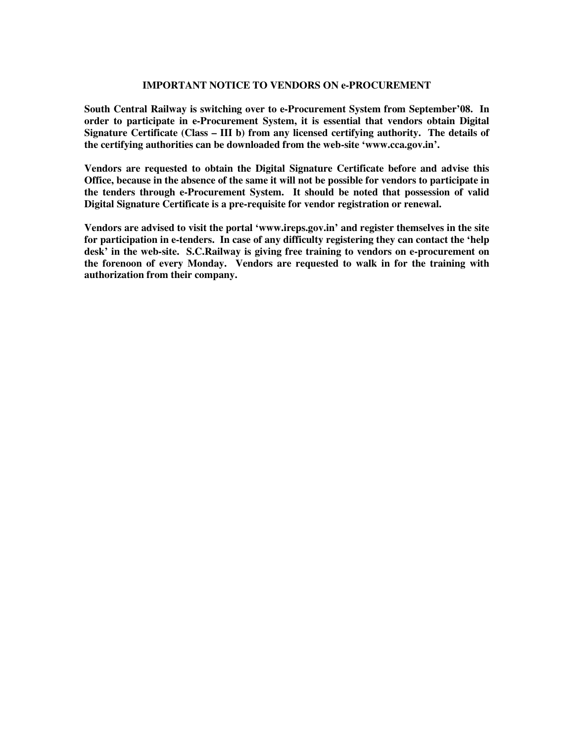**IMPORTANT NOTICE TO VENDORS ON e-PROCUREMENT**

**South Central Railway is switching over to e-Procurement System from September'08. In order to participate in e-Procurement System, it is essential that vendors obtain Digital Signature Certificate (Class – III b) from any licensed certifying authority. The details of the certifying authorities can be downloaded from the web-site 'www.cca.gov.in'.**

**Vendors are requested to obtain the Digital Signature Certificate before and advise this Office, because in the absence of the same it will not be possible for vendors to participate in the tenders through e-Procurement System. It should be noted that possession of valid Digital Signature Certificate is a pre-requisite for vendor registration or renewal.**

**Vendors are advised to visit the portal 'www.ireps.gov.in' and register themselves in the site for participation in e-tenders. In case of any difficulty registering they can contact the 'help desk' in the web-site. S.C.Railway is giving free training to vendors on e-procurement on the forenoon of every Monday. Vendors are requested to walk in for the training with authorization from their company.**